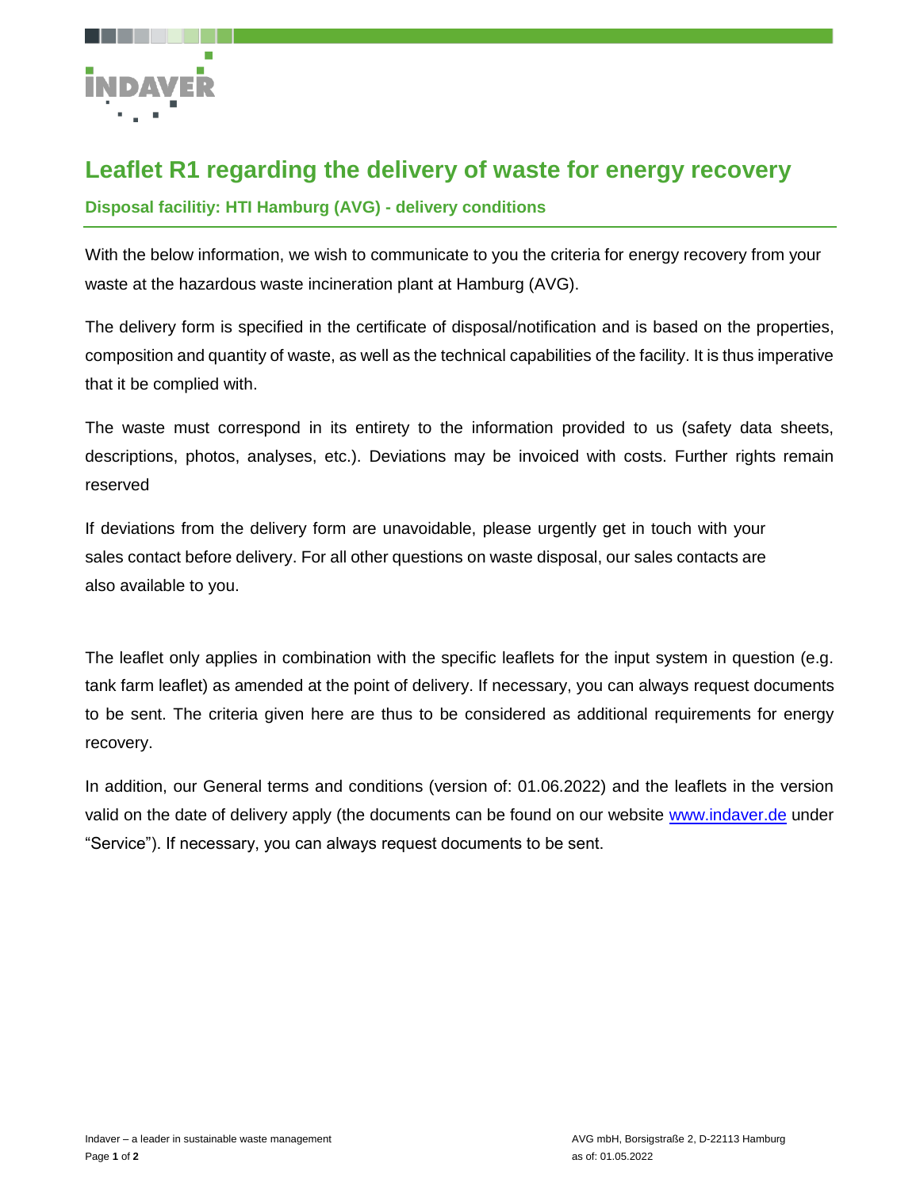# Leaflet R1 regarding the delivery of waste for energy recovery

### Disposal facilitiy: HTI Hamburg (AVG) - delivery conditions

With the below information, we wish to communicate to you the criteria for energy recovery from your waste at the hazardous waste incineration plant at Hamburg (AVG).

The delivery form is specified in the certificate of disposal/notification and is based on the properties, composition and quantity of waste, as well as the technical capabilities of the facility. It is thus imperative that it be complied with.

The waste must correspond in its entirety to the information provided to us (safety data sheets, descriptions, photos, analyses, etc.). Deviations may be invoiced with costs. Further rights remain reserved

If deviations from the delivery form are unavoidable, please urgently get in touch with your sales contact before delivery. For all other questions on waste disposal, our sales contacts are also available to you.

The leaflet only applies in combination with the specific leaflets for the input system in question (e.g. tank farm leaflet) as amended at the point of delivery. If necessary, you can always request documents to be sent. The criteria given here are thus to be considered as additional requirements for energy recovery.

In addition, our General terms and conditions (version of: 01.06.2022) and the leaflets in the version valid on the date of delivery apply (the documents can be found on our website www.indaver.de under “Service”). If necessary, you can always request documents to be sent.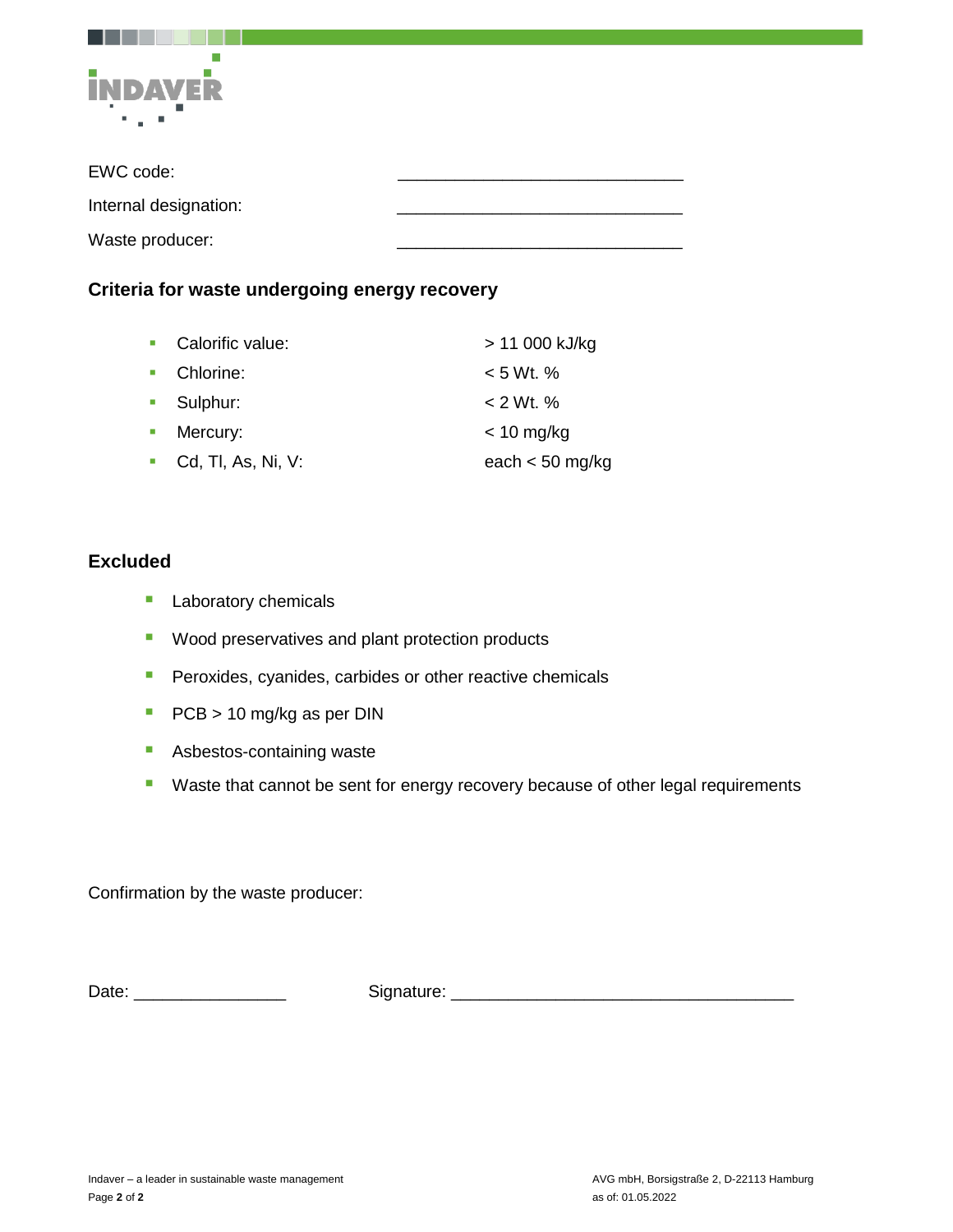EWC code: ______________________________

Internal designation: ______________________________

Waste producer: ______________________________

## Criteria for waste undergoing energy recovery

| | |
|---|---|
| Calorific value: | > 11 000 kJ/kg |
| Chlorine: | < 5 Wt. % |
| Sulphur: | < 2 Wt. % |
| Mercury: | < 10 mg/kg |
| Cd, Tl, As, Ni, V: | each < 50 mg/kg |

## Excluded

- Laboratory chemicals
- Wood preservatives and plant protection products
- Peroxides, cyanides, carbides or other reactive chemicals
- PCB > 10 mg/kg as per DIN
- Asbestos-containing waste
- Waste that cannot be sent for energy recovery because of other legal requirements

Confirmation by the waste producer:

Date: ________________ Signature: ____________________________________

Indaver – a leader in sustainable waste management

AVG mbH, Borsigstraße 2, D-22113 Hamburg

as of: 01.05.2022